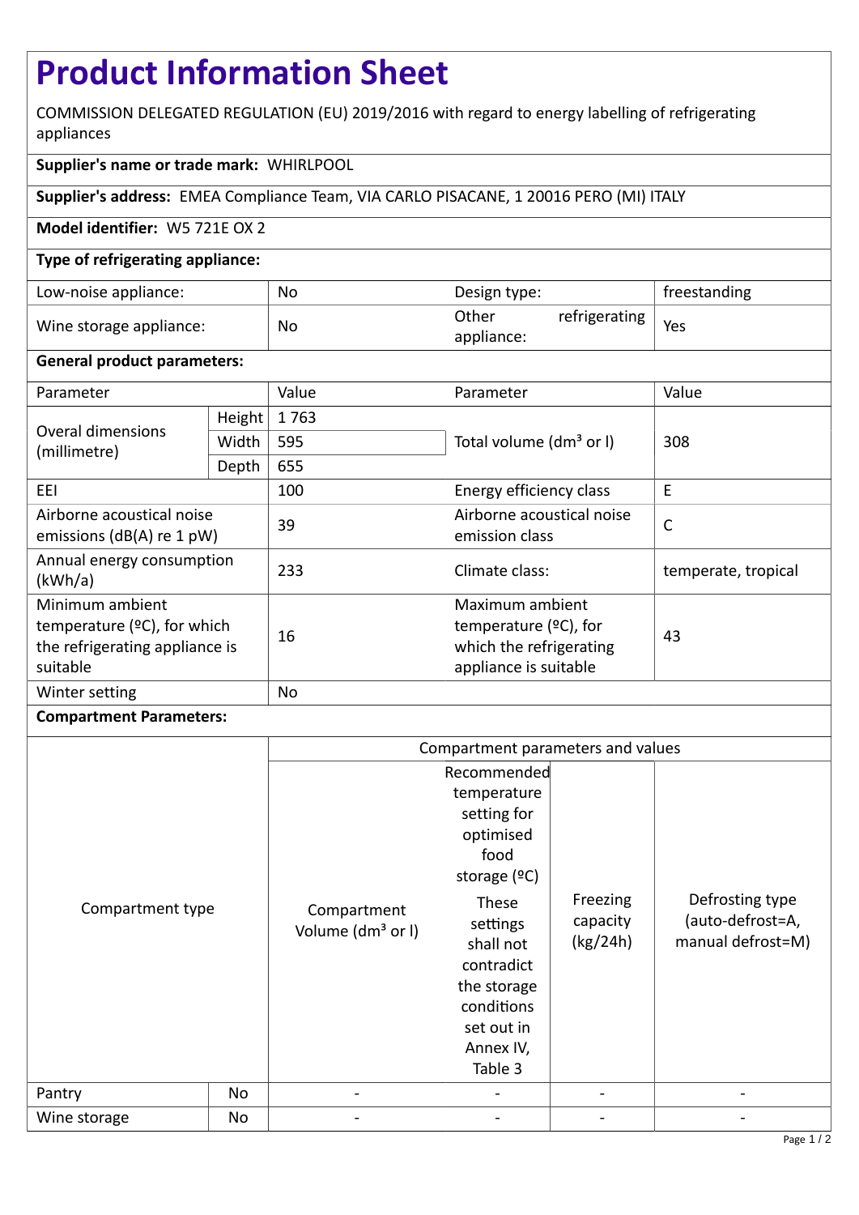# Product Information Sheet

COMMISSION DELEGATED REGULATION (EU) 2019/2016 with regard to energy labelling of refrigerating appliances

**Supplier's name or trade mark:** WHIRLPOOL

**Supplier's address:** EMEA Compliance Team, VIA CARLO PISACANE, 1 20016 PERO (MI) ITALY

**Model identifier:** W5 721E OX 2

**Type of refrigerating appliance:**

| | | | |
|---|---|---|---|
| Low-noise appliance: | No | Design type: | freestanding |
| Wine storage appliance: | No | Other refrigerating appliance: | Yes |

**General product parameters:**

| Parameter | | Value | Parameter | Value |
|---|---|---|---|---|
| Overal dimensions (millimetre) | Height | 1 763 | Total volume (dm³ or l) | 308 |
| | Width | 595 | | |
| | Depth | 655 | | |
| EEI | | 100 | Energy efficiency class | E |
| Airborne acoustical noise emissions (dB(A) re 1 pW) | | 39 | Airborne acoustical noise emission class | C |
| Annual energy consumption (kWh/a) | | 233 | Climate class: | temperate, tropical |
| Minimum ambient temperature (ºC), for which the refrigerating appliance is suitable | | 16 | Maximum ambient temperature (ºC), for which the refrigerating appliance is suitable | 43 |
| Winter setting | | No | | |

**Compartment Parameters:**

| Compartment type | | Compartment parameters and values | | | |
|---|---|---|---|---|---|
| | | Compartment Volume (dm³ or l) | Recommended temperature setting for optimised food storage (ºC) These settings shall not contradict the storage conditions set out in Annex IV, Table 3 | Freezing capacity (kg/24h) | Defrosting type (auto-defrost=A, manual defrost=M) |
| Pantry | No | - | - | - | - |
| Wine storage | No | - | - | - | - |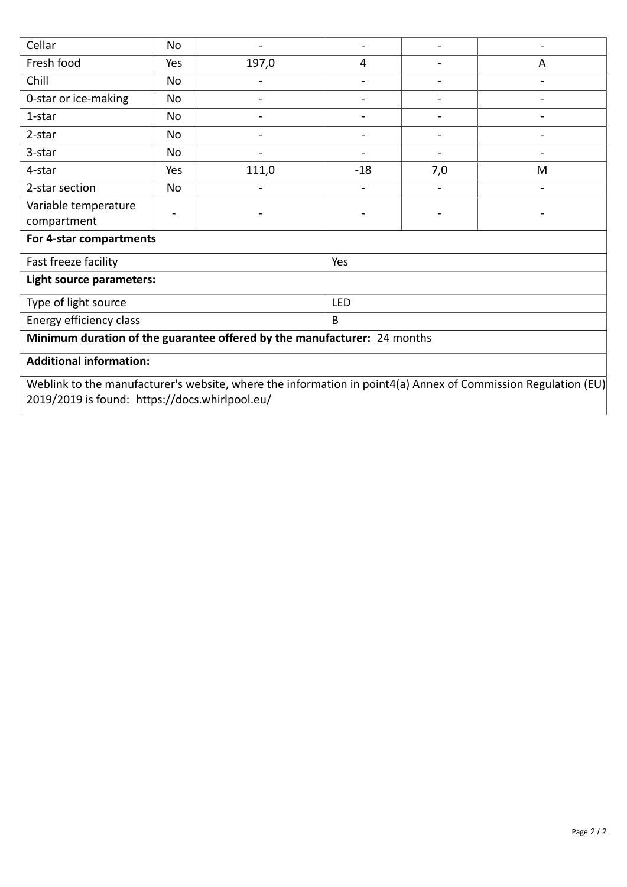| | | | | | |
|---|---|---|---|---|---|
| Cellar | No | - | - | - | - |
| Fresh food | Yes | 197,0 | 4 | - | A |
| Chill | No | - | - | - | - |
| 0-star or ice-making | No | - | - | - | - |
| 1-star | No | - | - | - | - |
| 2-star | No | - | - | - | - |
| 3-star | No | - | - | - | - |
| 4-star | Yes | 111,0 | -18 | 7,0 | M |
| 2-star section | No | - | - | - | - |
| Variable temperature compartment | - | - | - | - | - |

| | |
|---|---|
| **For 4-star compartments** | |
| Fast freeze facility | Yes |
| **Light source parameters:** | |
| Type of light source | LED |
| Energy efficiency class | B |

**Minimum duration of the guarantee offered by the manufacturer:** 24 months

**Additional information:**

Weblink to the manufacturer's website, where the information in point4(a) Annex of Commission Regulation (EU) 2019/2019 is found: https://docs.whirlpool.eu/